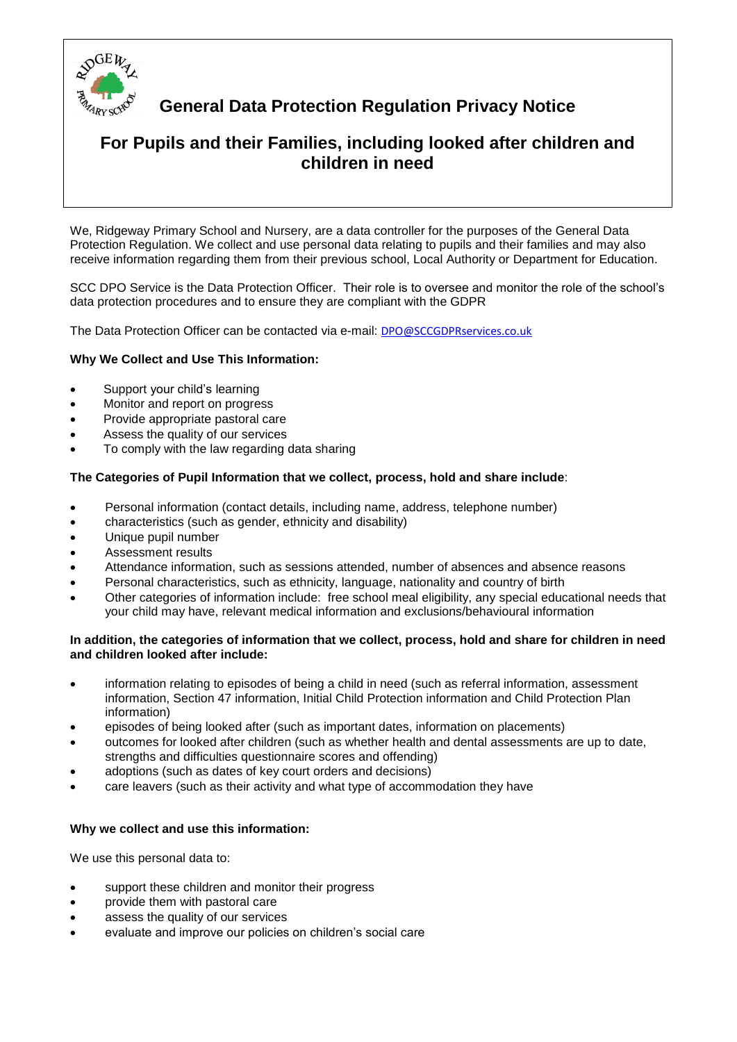# General Data Protection Regulation Privacy Notice

## For Pupils and their Families, including looked after children and children in need

We, Ridgeway Primary School and Nursery, are a data controller for the purposes of the General Data Protection Regulation. We collect and use personal data relating to pupils and their families and may also receive information regarding them from their previous school, Local Authority or Department for Education.

SCC DPO Service is the Data Protection Officer. Their role is to oversee and monitor the role of the school's data protection procedures and to ensure they are compliant with the GDPR

The Data Protection Officer can be contacted via e-mail: DPO@SCCGDPRservices.co.uk

**Why We Collect and Use This Information:**

- Support your child's learning
- Monitor and report on progress
- Provide appropriate pastoral care
- Assess the quality of our services
- To comply with the law regarding data sharing

**The Categories of Pupil Information that we collect, process, hold and share include**:

- Personal information (contact details, including name, address, telephone number)
- characteristics (such as gender, ethnicity and disability)
- Unique pupil number
- Assessment results
- Attendance information, such as sessions attended, number of absences and absence reasons
- Personal characteristics, such as ethnicity, language, nationality and country of birth
- Other categories of information include: free school meal eligibility, any special educational needs that your child may have, relevant medical information and exclusions/behavioural information

**In addition, the categories of information that we collect, process, hold and share for children in need and children looked after include:**

- information relating to episodes of being a child in need (such as referral information, assessment information, Section 47 information, Initial Child Protection information and Child Protection Plan information)
- episodes of being looked after (such as important dates, information on placements)
- outcomes for looked after children (such as whether health and dental assessments are up to date, strengths and difficulties questionnaire scores and offending)
- adoptions (such as dates of key court orders and decisions)
- care leavers (such as their activity and what type of accommodation they have

**Why we collect and use this information:**

We use this personal data to:

- support these children and monitor their progress
- provide them with pastoral care
- assess the quality of our services
- evaluate and improve our policies on children's social care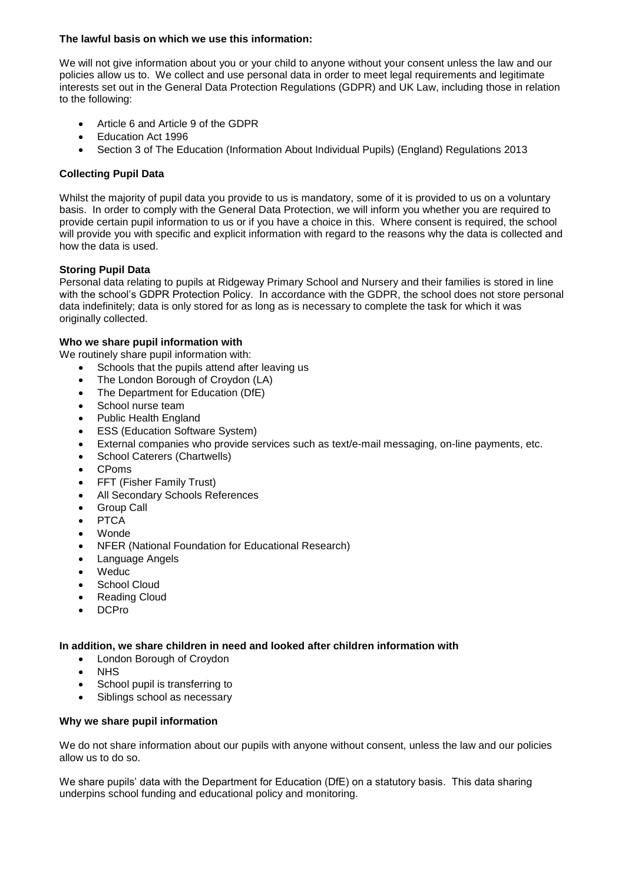**The lawful basis on which we use this information:**

We will not give information about you or your child to anyone without your consent unless the law and our policies allow us to. We collect and use personal data in order to meet legal requirements and legitimate interests set out in the General Data Protection Regulations (GDPR) and UK Law, including those in relation to the following:

- Article 6 and Article 9 of the GDPR
- Education Act 1996
- Section 3 of The Education (Information About Individual Pupils) (England) Regulations 2013

**Collecting Pupil Data**

Whilst the majority of pupil data you provide to us is mandatory, some of it is provided to us on a voluntary basis. In order to comply with the General Data Protection, we will inform you whether you are required to provide certain pupil information to us or if you have a choice in this. Where consent is required, the school will provide you with specific and explicit information with regard to the reasons why the data is collected and how the data is used.

**Storing Pupil Data**

Personal data relating to pupils at Ridgeway Primary School and Nursery and their families is stored in line with the school's GDPR Protection Policy. In accordance with the GDPR, the school does not store personal data indefinitely; data is only stored for as long as is necessary to complete the task for which it was originally collected.

**Who we share pupil information with**

We routinely share pupil information with:

- Schools that the pupils attend after leaving us
- The London Borough of Croydon (LA)
- The Department for Education (DfE)
- School nurse team
- Public Health England
- ESS (Education Software System)
- External companies who provide services such as text/e-mail messaging, on-line payments, etc.
- School Caterers (Chartwells)
- CPoms
- FFT (Fisher Family Trust)
- All Secondary Schools References
- Group Call
- PTCA
- Wonde
- NFER (National Foundation for Educational Research)
- Language Angels
- Weduc
- School Cloud
- Reading Cloud
- DCPro

**In addition, we share children in need and looked after children information with**

- London Borough of Croydon
- NHS
- School pupil is transferring to
- Siblings school as necessary

**Why we share pupil information**

We do not share information about our pupils with anyone without consent, unless the law and our policies allow us to do so.

We share pupils' data with the Department for Education (DfE) on a statutory basis. This data sharing underpins school funding and educational policy and monitoring.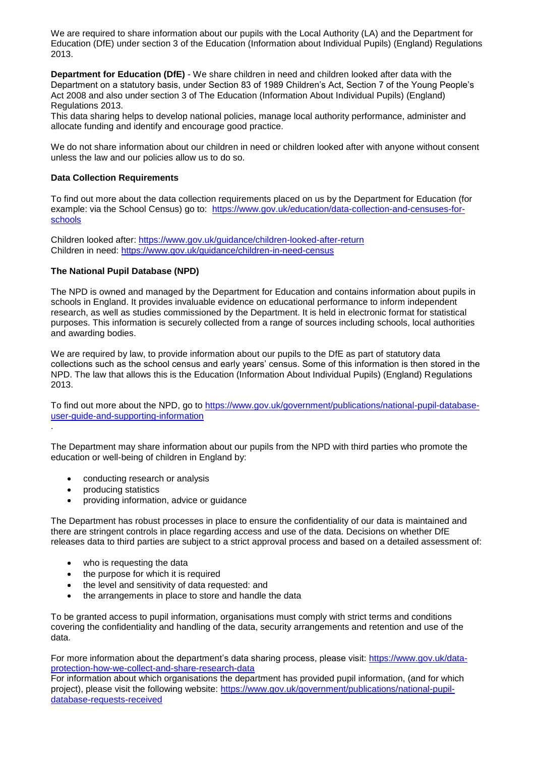We are required to share information about our pupils with the Local Authority (LA) and the Department for Education (DfE) under section 3 of the Education (Information about Individual Pupils) (England) Regulations 2013.

**Department for Education (DfE)** - We share children in need and children looked after data with the Department on a statutory basis, under Section 83 of 1989 Children's Act, Section 7 of the Young People's Act 2008 and also under section 3 of The Education (Information About Individual Pupils) (England) Regulations 2013.

This data sharing helps to develop national policies, manage local authority performance, administer and allocate funding and identify and encourage good practice.

We do not share information about our children in need or children looked after with anyone without consent unless the law and our policies allow us to do so.

**Data Collection Requirements**

To find out more about the data collection requirements placed on us by the Department for Education (for example: via the School Census) go to: [https://www.gov.uk/education/data-collection-and-censuses-for-schools](https://www.gov.uk/education/data-collection-and-censuses-for-schools)

Children looked after: [https://www.gov.uk/guidance/children-looked-after-return](https://www.gov.uk/guidance/children-looked-after-return)
Children in need: [https://www.gov.uk/guidance/children-in-need-census](https://www.gov.uk/guidance/children-in-need-census)

**The National Pupil Database (NPD)**

The NPD is owned and managed by the Department for Education and contains information about pupils in schools in England. It provides invaluable evidence on educational performance to inform independent research, as well as studies commissioned by the Department. It is held in electronic format for statistical purposes. This information is securely collected from a range of sources including schools, local authorities and awarding bodies.

We are required by law, to provide information about our pupils to the DfE as part of statutory data collections such as the school census and early years' census. Some of this information is then stored in the NPD. The law that allows this is the Education (Information About Individual Pupils) (England) Regulations 2013.

To find out more about the NPD, go to [https://www.gov.uk/government/publications/national-pupil-database-user-guide-and-supporting-information](https://www.gov.uk/government/publications/national-pupil-database-user-guide-and-supporting-information)
.

The Department may share information about our pupils from the NPD with third parties who promote the education or well-being of children in England by:

- conducting research or analysis
- producing statistics
- providing information, advice or guidance

The Department has robust processes in place to ensure the confidentiality of our data is maintained and there are stringent controls in place regarding access and use of the data. Decisions on whether DfE releases data to third parties are subject to a strict approval process and based on a detailed assessment of:

- who is requesting the data
- the purpose for which it is required
- the level and sensitivity of data requested: and
- the arrangements in place to store and handle the data

To be granted access to pupil information, organisations must comply with strict terms and conditions covering the confidentiality and handling of the data, security arrangements and retention and use of the data.

For more information about the department's data sharing process, please visit: [https://www.gov.uk/data-protection-how-we-collect-and-share-research-data](https://www.gov.uk/data-protection-how-we-collect-and-share-research-data)
For information about which organisations the department has provided pupil information, (and for which project), please visit the following website: [https://www.gov.uk/government/publications/national-pupil-database-requests-received](https://www.gov.uk/government/publications/national-pupil-database-requests-received)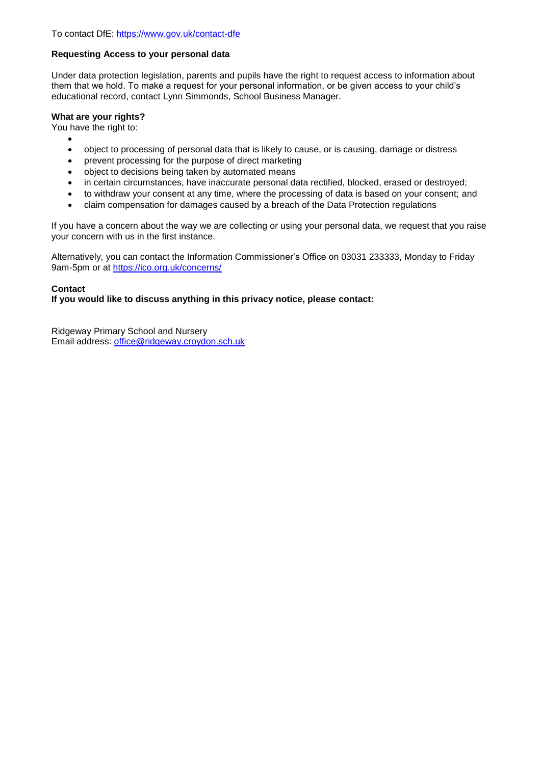To contact DfE: https://www.gov.uk/contact-dfe

**Requesting Access to your personal data**

Under data protection legislation, parents and pupils have the right to request access to information about them that we hold. To make a request for your personal information, or be given access to your child's educational record, contact Lynn Simmonds, School Business Manager.

**What are your rights?**

You have the right to:

- object to processing of personal data that is likely to cause, or is causing, damage or distress
- prevent processing for the purpose of direct marketing
- object to decisions being taken by automated means
- in certain circumstances, have inaccurate personal data rectified, blocked, erased or destroyed;
- to withdraw your consent at any time, where the processing of data is based on your consent; and
- claim compensation for damages caused by a breach of the Data Protection regulations

If you have a concern about the way we are collecting or using your personal data, we request that you raise your concern with us in the first instance.

Alternatively, you can contact the Information Commissioner's Office on 03031 233333, Monday to Friday 9am-5pm or at https://ico.org.uk/concerns/

**Contact**

**If you would like to discuss anything in this privacy notice, please contact:**

Ridgeway Primary School and Nursery
Email address: office@ridgeway.croydon.sch.uk